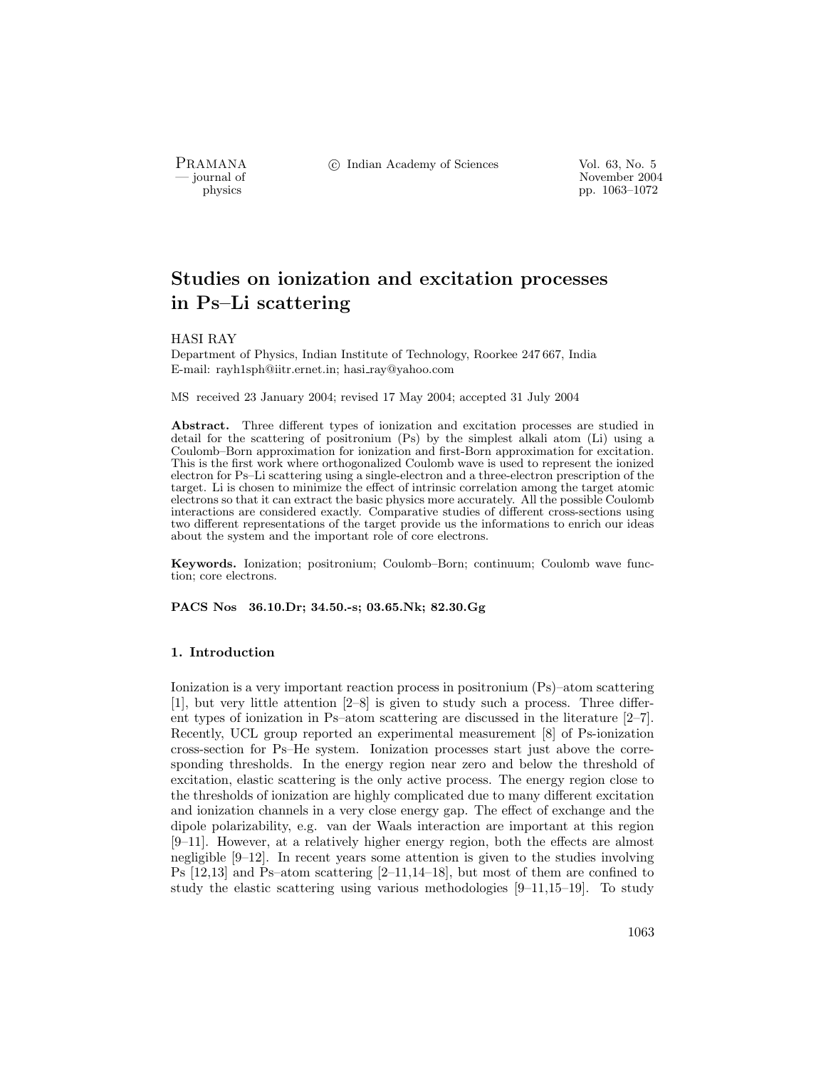# Studies on ionization and excitation processes in Ps–Li scattering

HASI RAY

Department of Physics, Indian Institute of Technology, Roorkee 247 667, India
E-mail: rayh1sph@iitr.ernet.in; hasi_ray@yahoo.com

MS received 23 January 2004; revised 17 May 2004; accepted 31 July 2004

**Abstract.** Three different types of ionization and excitation processes are studied in detail for the scattering of positronium (Ps) by the simplest alkali atom (Li) using a Coulomb–Born approximation for ionization and first-Born approximation for excitation. This is the first work where orthogonalized Coulomb wave is used to represent the ionized electron for Ps–Li scattering using a single-electron and a three-electron prescription of the target. Li is chosen to minimize the effect of intrinsic correlation among the target atomic electrons so that it can extract the basic physics more accurately. All the possible Coulomb interactions are considered exactly. Comparative studies of different cross-sections using two different representations of the target provide us the informations to enrich our ideas about the system and the important role of core electrons.

**Keywords.** Ionization; positronium; Coulomb–Born; continuum; Coulomb wave function; core electrons.

**PACS Nos 36.10.Dr; 34.50.-s; 03.65.Nk; 82.30.Gg**

## 1. Introduction

Ionization is a very important reaction process in positronium (Ps)–atom scattering [1], but very little attention [2–8] is given to study such a process. Three different types of ionization in Ps–atom scattering are discussed in the literature [2–7]. Recently, UCL group reported an experimental measurement [8] of Ps-ionization cross-section for Ps–He system. Ionization processes start just above the corresponding thresholds. In the energy region near zero and below the threshold of excitation, elastic scattering is the only active process. The energy region close to the thresholds of ionization are highly complicated due to many different excitation and ionization channels in a very close energy gap. The effect of exchange and the dipole polarizability, e.g. van der Waals interaction are important at this region [9–11]. However, at a relatively higher energy region, both the effects are almost negligible [9–12]. In recent years some attention is given to the studies involving Ps [12,13] and Ps–atom scattering [2–11,14–18], but most of them are confined to study the elastic scattering using various methodologies [9–11,15–19]. To study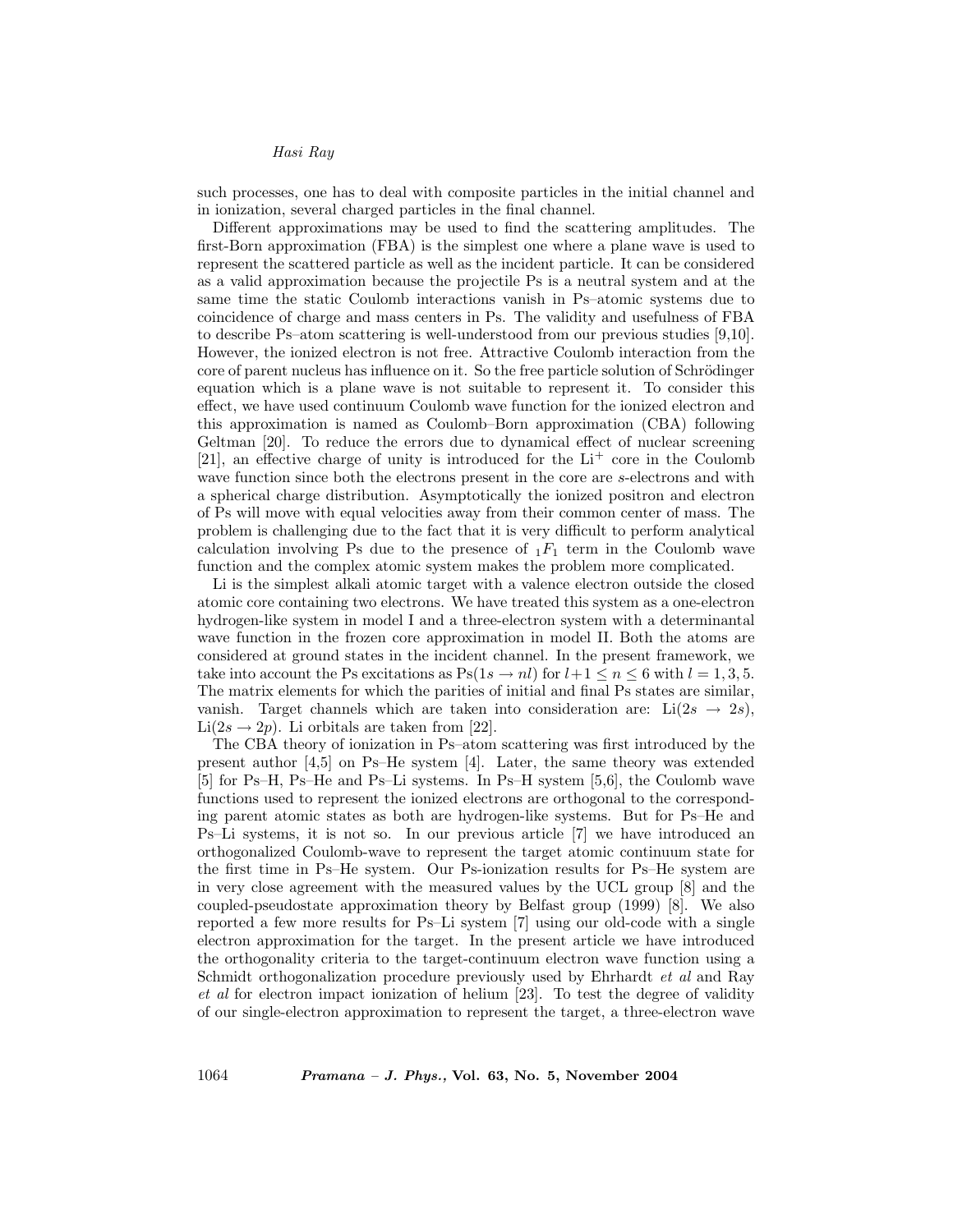such processes, one has to deal with composite particles in the initial channel and in ionization, several charged particles in the final channel.

Different approximations may be used to find the scattering amplitudes. The first-Born approximation (FBA) is the simplest one where a plane wave is used to represent the scattered particle as well as the incident particle. It can be considered as a valid approximation because the projectile Ps is a neutral system and at the same time the static Coulomb interactions vanish in Ps–atomic systems due to coincidence of charge and mass centers in Ps. The validity and usefulness of FBA to describe Ps–atom scattering is well-understood from our previous studies [9,10]. However, the ionized electron is not free. Attractive Coulomb interaction from the core of parent nucleus has influence on it. So the free particle solution of Schrödinger equation which is a plane wave is not suitable to represent it. To consider this effect, we have used continuum Coulomb wave function for the ionized electron and this approximation is named as Coulomb–Born approximation (CBA) following Geltman [20]. To reduce the errors due to dynamical effect of nuclear screening [21], an effective charge of unity is introduced for the $Li^+$ core in the Coulomb wave function since both the electrons present in the core are *s*-electrons and with a spherical charge distribution. Asymptotically the ionized positron and electron of Ps will move with equal velocities away from their common center of mass. The problem is challenging due to the fact that it is very difficult to perform analytical calculation involving Ps due to the presence of ${}_1F_1$ term in the Coulomb wave function and the complex atomic system makes the problem more complicated.

Li is the simplest alkali atomic target with a valence electron outside the closed atomic core containing two electrons. We have treated this system as a one-electron hydrogen-like system in model I and a three-electron system with a determinantal wave function in the frozen core approximation in model II. Both the atoms are considered at ground states in the incident channel. In the present framework, we take into account the Ps excitations as $\mathrm{Ps}(1s \to nl)$ for $l+1 \leq n \leq 6$ with $l = 1, 3, 5$. The matrix elements for which the parities of initial and final Ps states are similar, vanish. Target channels which are taken into consideration are: $\mathrm{Li}(2s \to 2s)$, $\mathrm{Li}(2s \to 2p)$. Li orbitals are taken from [22].

The CBA theory of ionization in Ps–atom scattering was first introduced by the present author [4,5] on Ps–He system [4]. Later, the same theory was extended [5] for Ps–H, Ps–He and Ps–Li systems. In Ps–H system [5,6], the Coulomb wave functions used to represent the ionized electrons are orthogonal to the corresponding parent atomic states as both are hydrogen-like systems. But for Ps–He and Ps–Li systems, it is not so. In our previous article [7] we have introduced an orthogonalized Coulomb-wave to represent the target atomic continuum state for the first time in Ps–He system. Our Ps-ionization results for Ps–He system are in very close agreement with the measured values by the UCL group [8] and the coupled-pseudostate approximation theory by Belfast group (1999) [8]. We also reported a few more results for Ps–Li system [7] using our old-code with a single electron approximation for the target. In the present article we have introduced the orthogonality criteria to the target-continuum electron wave function using a Schmidt orthogonalization procedure previously used by Ehrhardt *et al* and Ray *et al* for electron impact ionization of helium [23]. To test the degree of validity of our single-electron approximation to represent the target, a three-electron wave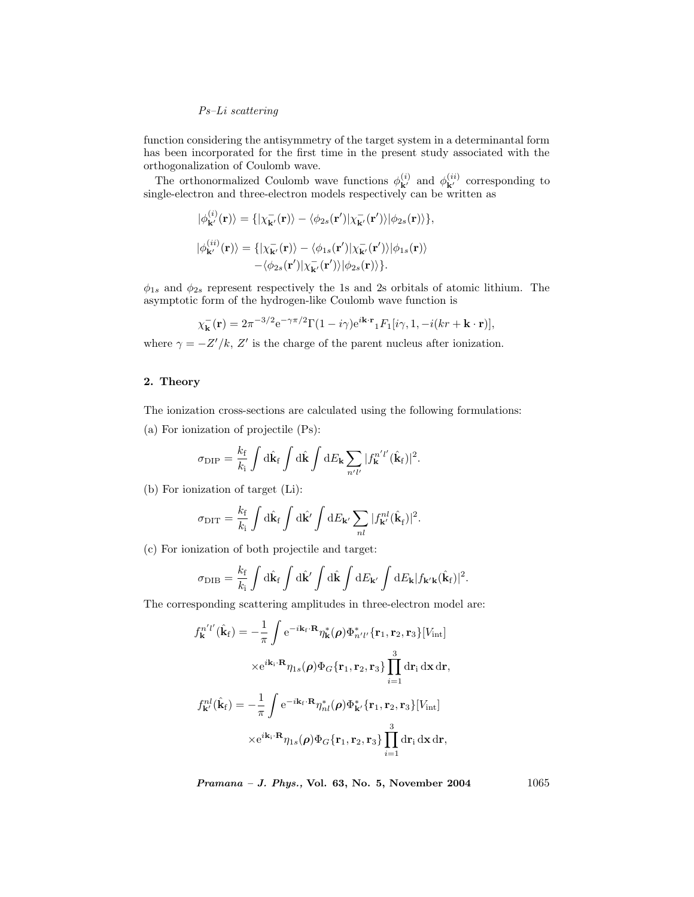function considering the antisymmetry of the target system in a determinantal form has been incorporated for the first time in the present study associated with the orthogonalization of Coulomb wave.

The orthonormalized Coulomb wave functions $\phi_{\mathbf{k}'}^{(i)}$ and $\phi_{\mathbf{k}'}^{(ii)}$ corresponding to single-electron and three-electron models respectively can be written as

$$|\phi_{\mathbf{k}'}^{(i)}(\mathbf{r})\rangle = \{|\chi_{\mathbf{k}'}^{-}(\mathbf{r})\rangle - \langle\phi_{2s}(\mathbf{r}')|\chi_{\mathbf{k}'}^{-}(\mathbf{r}')\rangle|\phi_{2s}(\mathbf{r})\rangle\},$$

$$|\phi_{\mathbf{k}'}^{(ii)}(\mathbf{r})\rangle = \{|\chi_{\mathbf{k}'}^{-}(\mathbf{r})\rangle - \langle\phi_{1s}(\mathbf{r}')|\chi_{\mathbf{k}'}^{-}(\mathbf{r}')\rangle|\phi_{1s}(\mathbf{r})\rangle - \langle\phi_{2s}(\mathbf{r}')|\chi_{\mathbf{k}'}^{-}(\mathbf{r}')\rangle|\phi_{2s}(\mathbf{r})\rangle\}.$$

$\phi_{1s}$ and $\phi_{2s}$ represent respectively the 1s and 2s orbitals of atomic lithium. The asymptotic form of the hydrogen-like Coulomb wave function is

$$\chi_{\mathbf{k}}^{-}(\mathbf{r}) = 2\pi^{-3/2}\mathrm{e}^{-\gamma\pi/2}\Gamma(1-i\gamma)\mathrm{e}^{i\mathbf{k}\cdot\mathbf{r}}{}_1F_1[i\gamma, 1, -i(kr + \mathbf{k}\cdot\mathbf{r})],$$

where $\gamma = -Z'/k$, $Z'$ is the charge of the parent nucleus after ionization.

## 2. Theory

The ionization cross-sections are calculated using the following formulations:

(a) For ionization of projectile (Ps):

$$\sigma_{\mathrm{DIP}} = \frac{k_{\mathrm{f}}}{k_{\mathrm{i}}}\int \mathrm{d}\hat{\mathbf{k}}_{\mathrm{f}}\int \mathrm{d}\hat{\mathbf{k}}\int \mathrm{d}E_{\mathbf{k}}\sum_{n'l'}|f_{\mathbf{k}}^{n'l'}(\hat{\mathbf{k}}_{\mathrm{f}})|^2.$$

(b) For ionization of target (Li):

$$\sigma_{\mathrm{DIT}} = \frac{k_{\mathrm{f}}}{k_{\mathrm{i}}}\int \mathrm{d}\hat{\mathbf{k}}_{\mathrm{f}}\int \mathrm{d}\hat{\mathbf{k}'}\int \mathrm{d}E_{\mathbf{k}'}\sum_{nl}|f_{\mathbf{k}'}^{nl}(\hat{\mathbf{k}}_{\mathrm{f}})|^2.$$

(c) For ionization of both projectile and target:

$$\sigma_{\mathrm{DIB}} = \frac{k_{\mathrm{f}}}{k_{\mathrm{i}}}\int \mathrm{d}\hat{\mathbf{k}}_{\mathrm{f}}\int \mathrm{d}\hat{\mathbf{k}'}\int \mathrm{d}\hat{\mathbf{k}}\int \mathrm{d}E_{\mathbf{k}'}\int \mathrm{d}E_{\mathbf{k}}|f_{\mathbf{k}'\mathbf{k}}(\hat{\mathbf{k}}_{\mathrm{f}})|^2.$$

The corresponding scattering amplitudes in three-electron model are:

$$f_{\mathbf{k}}^{n'l'}(\hat{\mathbf{k}}_{\mathrm{f}}) = -\frac{1}{\pi}\int \mathrm{e}^{-i\mathbf{k}_{\mathrm{f}}\cdot\mathbf{R}}\eta_{\mathbf{k}}^{*}(\boldsymbol{\rho})\Phi_{n'l'}^{*}\{\mathbf{r}_1,\mathbf{r}_2,\mathbf{r}_3\}[V_{\mathrm{int}}] \times\mathrm{e}^{i\mathbf{k}_{\mathrm{i}}\cdot\mathbf{R}}\eta_{1s}(\boldsymbol{\rho})\Phi_{G}\{\mathbf{r}_1,\mathbf{r}_2,\mathbf{r}_3\}\prod_{i=1}^{3}\mathrm{d}\mathbf{r}_{\mathrm{i}}\,\mathrm{d}\mathbf{x}\,\mathrm{d}\mathbf{r},$$

$$f_{\mathbf{k}'}^{nl}(\hat{\mathbf{k}}_{\mathrm{f}}) = -\frac{1}{\pi}\int \mathrm{e}^{-i\mathbf{k}_{\mathrm{f}}\cdot\mathbf{R}}\eta_{nl}^{*}(\boldsymbol{\rho})\Phi_{\mathbf{k}'}^{*}\{\mathbf{r}_1,\mathbf{r}_2,\mathbf{r}_3\}[V_{\mathrm{int}}] \times\mathrm{e}^{i\mathbf{k}_{\mathrm{i}}\cdot\mathbf{R}}\eta_{1s}(\boldsymbol{\rho})\Phi_{G}\{\mathbf{r}_1,\mathbf{r}_2,\mathbf{r}_3\}\prod_{i=1}^{3}\mathrm{d}\mathbf{r}_{\mathrm{i}}\,\mathrm{d}\mathbf{x}\,\mathrm{d}\mathbf{r},$$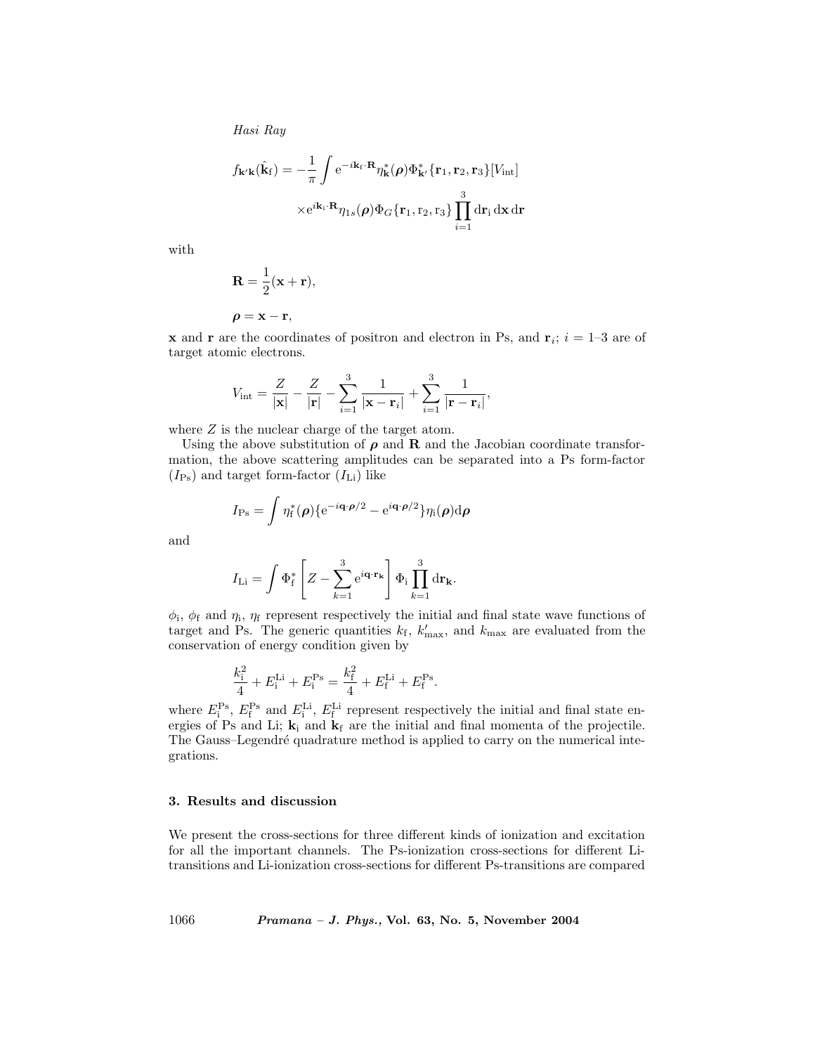$$f_{\mathbf{k}'\mathbf{k}}(\hat{\mathbf{k}}_\mathrm{f}) = -\frac{1}{\pi}\int \mathrm{e}^{-i\mathbf{k}_\mathrm{f}\cdot\mathbf{R}}\eta^*_{\mathbf{k}}(\boldsymbol{\rho})\Phi^*_{\mathbf{k}'}\{\mathbf{r}_1,\mathbf{r}_2,\mathbf{r}_3\}[V_\mathrm{int}]$$

$$\times \mathrm{e}^{i\mathbf{k}_\mathrm{i}\cdot\mathbf{R}}\eta_{1s}(\boldsymbol{\rho})\Phi_G\{\mathbf{r}_1,\mathrm{r}_2,\mathrm{r}_3\}\prod_{i=1}^{3}\mathrm{d}\mathbf{r}_\mathrm{i}\,\mathrm{d}\mathbf{x}\,\mathrm{d}\mathbf{r}$$

with

$$\mathbf{R} = \frac{1}{2}(\mathbf{x}+\mathbf{r}),$$

$$\boldsymbol{\rho} = \mathbf{x}-\mathbf{r},$$

$\mathbf{x}$ and $\mathbf{r}$ are the coordinates of positron and electron in Ps, and $\mathbf{r}_i$; $i = 1$–$3$ are of target atomic electrons.

$$V_\mathrm{int} = \frac{Z}{|\mathbf{x}|} - \frac{Z}{|\mathbf{r}|} - \sum_{i=1}^{3}\frac{1}{|\mathbf{x}-\mathbf{r}_i|} + \sum_{i=1}^{3}\frac{1}{|\mathbf{r}-\mathbf{r}_i|},$$

where $Z$ is the nuclear charge of the target atom.

Using the above substitution of $\boldsymbol{\rho}$ and $\mathbf{R}$ and the Jacobian coordinate transformation, the above scattering amplitudes can be separated into a Ps form-factor ($I_\mathrm{Ps}$) and target form-factor ($I_\mathrm{Li}$) like

$$I_\mathrm{Ps} = \int \eta^*_\mathrm{f}(\boldsymbol{\rho})\{\mathrm{e}^{-i\mathbf{q}\cdot\boldsymbol{\rho}/2} - \mathrm{e}^{i\mathbf{q}\cdot\boldsymbol{\rho}/2}\}\eta_\mathrm{i}(\boldsymbol{\rho})\mathrm{d}\boldsymbol{\rho}$$

and

$$I_\mathrm{Li} = \int \Phi^*_\mathrm{f}\left[Z - \sum_{k=1}^{3}\mathrm{e}^{i\mathbf{q}\cdot\mathbf{r}_\mathbf{k}}\right]\Phi_\mathrm{i}\prod_{k=1}^{3}\mathrm{d}\mathbf{r}_\mathbf{k}.$$

$\phi_\mathrm{i}$, $\phi_\mathrm{f}$ and $\eta_\mathrm{i}$, $\eta_\mathrm{f}$ represent respectively the initial and final state wave functions of target and Ps. The generic quantities $k_\mathrm{f}$, $k'_\mathrm{max}$, and $k_\mathrm{max}$ are evaluated from the conservation of energy condition given by

$$\frac{k_\mathrm{i}^2}{4} + E_\mathrm{i}^\mathrm{Li} + E_\mathrm{i}^\mathrm{Ps} = \frac{k_\mathrm{f}^2}{4} + E_\mathrm{f}^\mathrm{Li} + E_\mathrm{f}^\mathrm{Ps}.$$

where $E_\mathrm{i}^\mathrm{Ps}$, $E_\mathrm{f}^\mathrm{Ps}$ and $E_\mathrm{i}^\mathrm{Li}$, $E_\mathrm{f}^\mathrm{Li}$ represent respectively the initial and final state energies of Ps and Li; $\mathbf{k}_\mathrm{i}$ and $\mathbf{k}_\mathrm{f}$ are the initial and final momenta of the projectile. The Gauss–Legendré quadrature method is applied to carry on the numerical integrations.

## 3. Results and discussion

We present the cross-sections for three different kinds of ionization and excitation for all the important channels. The Ps-ionization cross-sections for different Li-transitions and Li-ionization cross-sections for different Ps-transitions are compared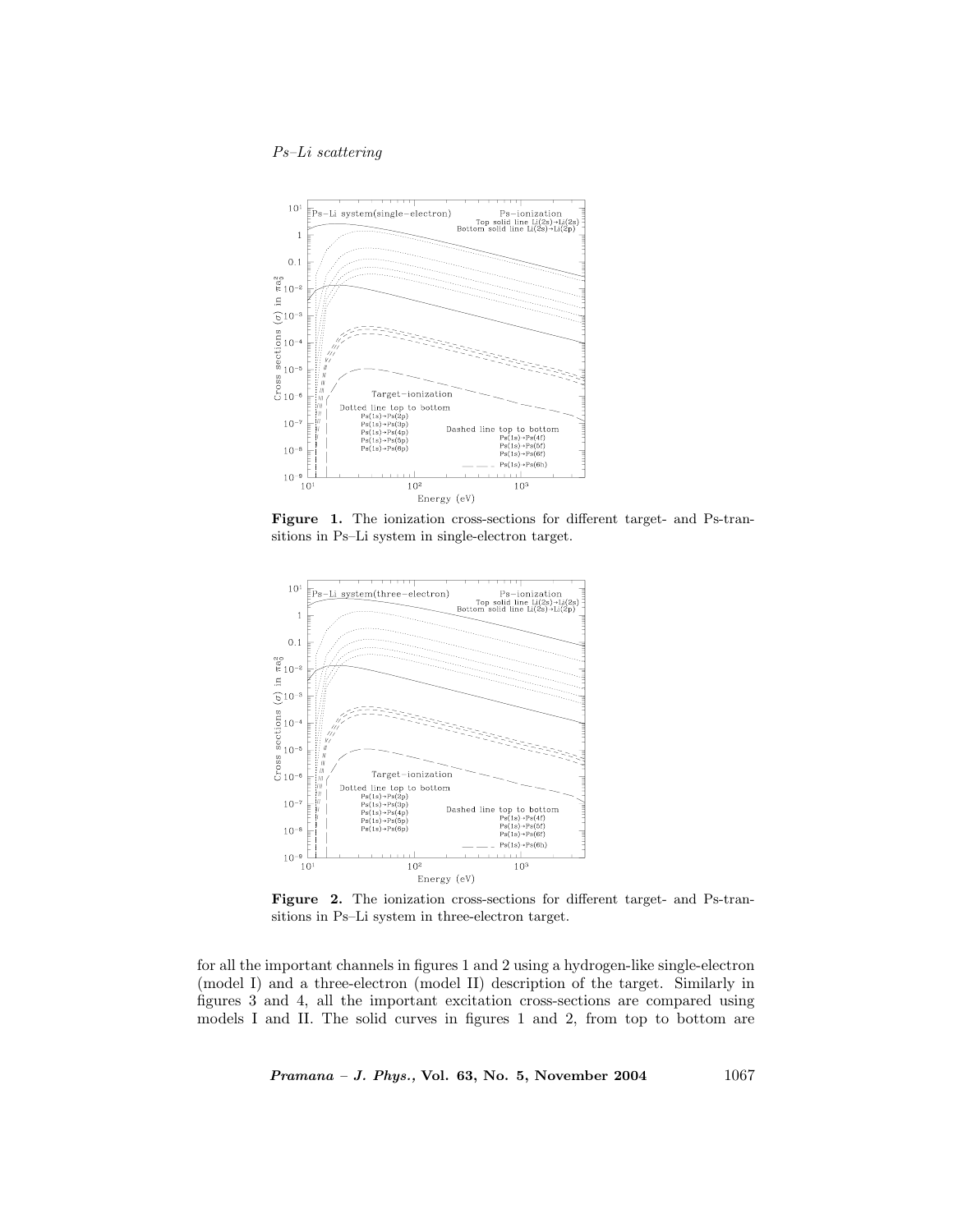**Figure 1.** The ionization cross-sections for different target- and Ps-transitions in Ps–Li system in single-electron target.

**Figure 2.** The ionization cross-sections for different target- and Ps-transitions in Ps–Li system in three-electron target.

for all the important channels in figures 1 and 2 using a hydrogen-like single-electron (model I) and a three-electron (model II) description of the target. Similarly in figures 3 and 4, all the important excitation cross-sections are compared using models I and II. The solid curves in figures 1 and 2, from top to bottom are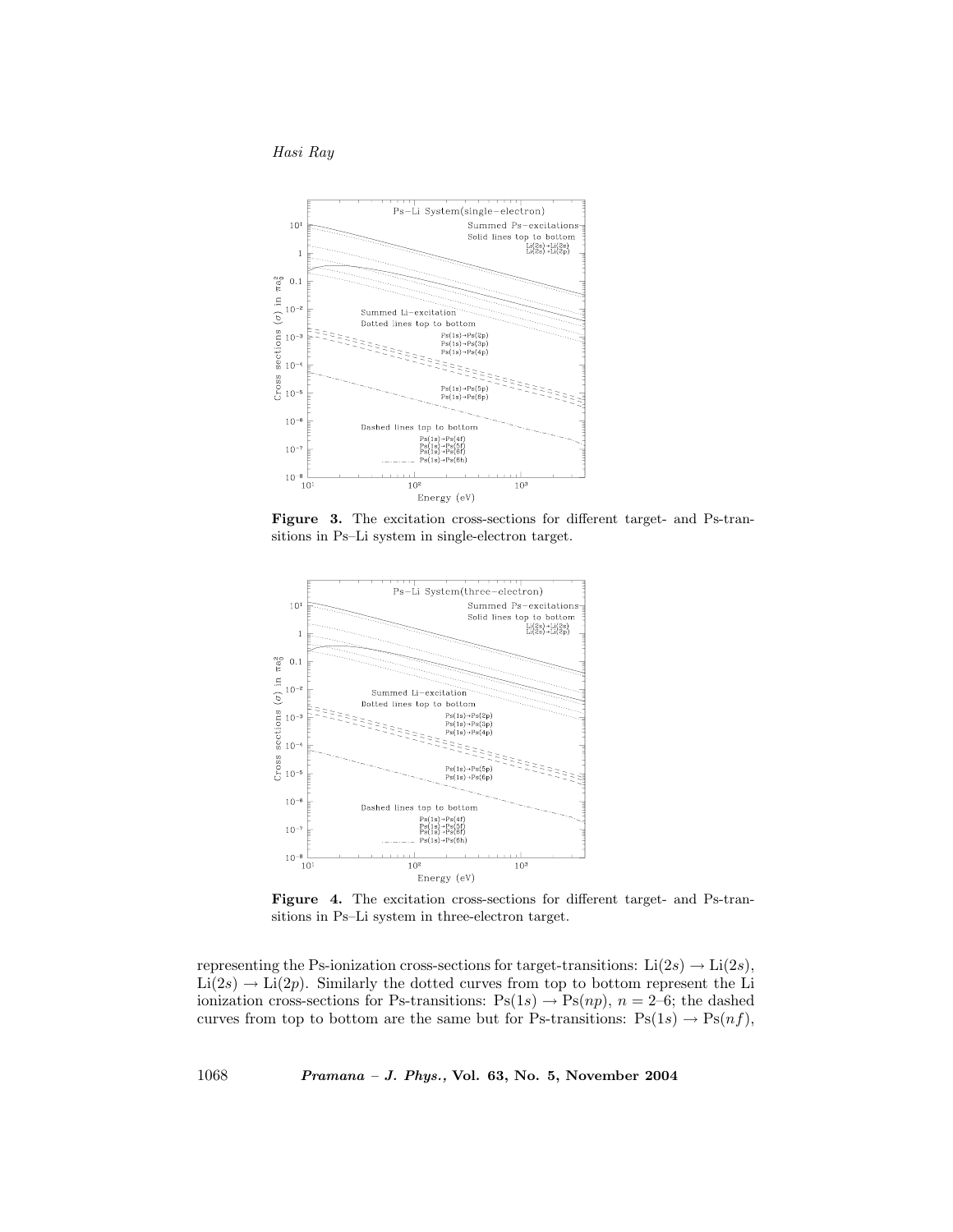**Figure 3.** The excitation cross-sections for different target- and Ps-transitions in Ps–Li system in single-electron target.

**Figure 4.** The excitation cross-sections for different target- and Ps-transitions in Ps–Li system in three-electron target.

representing the Ps-ionization cross-sections for target-transitions: $\mathrm{Li}(2s) \rightarrow \mathrm{Li}(2s)$, $\mathrm{Li}(2s) \rightarrow \mathrm{Li}(2p)$. Similarly the dotted curves from top to bottom represent the Li ionization cross-sections for Ps-transitions: $\mathrm{Ps}(1s) \rightarrow \mathrm{Ps}(np)$, $n = 2$–$6$; the dashed curves from top to bottom are the same but for Ps-transitions: $\mathrm{Ps}(1s) \rightarrow \mathrm{Ps}(nf)$,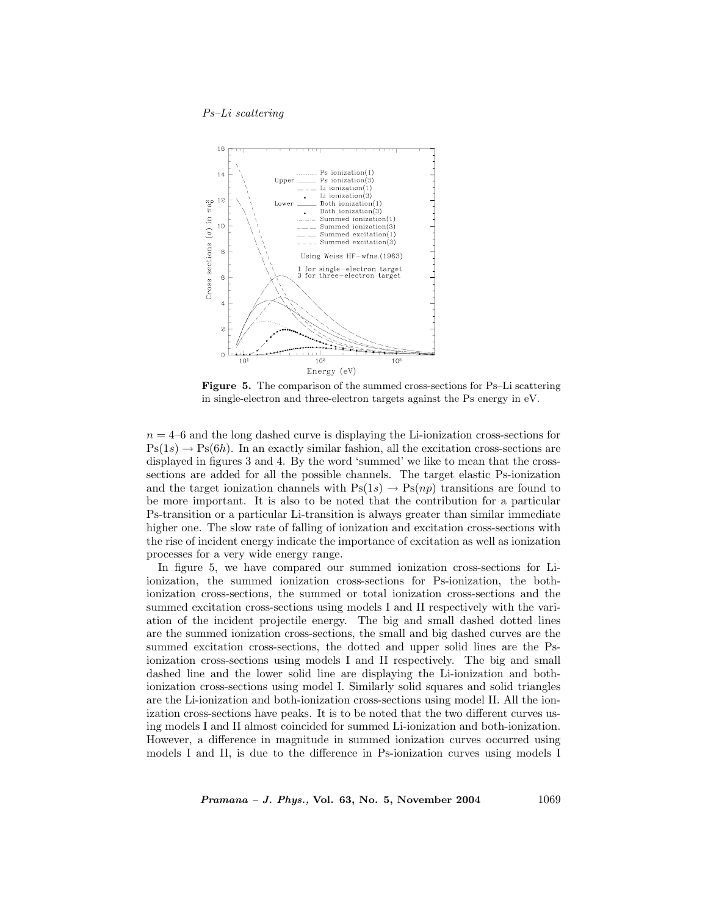**Figure 5.** The comparison of the summed cross-sections for Ps–Li scattering in single-electron and three-electron targets against the Ps energy in eV.

$n = 4$–6 and the long dashed curve is displaying the Li-ionization cross-sections for $\mathrm{Ps}(1s) \rightarrow \mathrm{Ps}(6h)$. In an exactly similar fashion, all the excitation cross-sections are displayed in figures 3 and 4. By the word 'summed' we like to mean that the cross-sections are added for all the possible channels. The target elastic Ps-ionization and the target ionization channels with $\mathrm{Ps}(1s) \rightarrow \mathrm{Ps}(np)$ transitions are found to be more important. It is also to be noted that the contribution for a particular Ps-transition or a particular Li-transition is always greater than similar immediate higher one. The slow rate of falling of ionization and excitation cross-sections with the rise of incident energy indicate the importance of excitation as well as ionization processes for a very wide energy range.

In figure 5, we have compared our summed ionization cross-sections for Li-ionization, the summed ionization cross-sections for Ps-ionization, the both-ionization cross-sections, the summed or total ionization cross-sections and the summed excitation cross-sections using models I and II respectively with the variation of the incident projectile energy. The big and small dashed dotted lines are the summed ionization cross-sections, the small and big dashed curves are the summed excitation cross-sections, the dotted and upper solid lines are the Ps-ionization cross-sections using models I and II respectively. The big and small dashed line and the lower solid line are displaying the Li-ionization and both-ionization cross-sections using model I. Similarly solid squares and solid triangles are the Li-ionization and both-ionization cross-sections using model II. All the ionization cross-sections have peaks. It is to be noted that the two different curves using models I and II almost coincided for summed Li-ionization and both-ionization. However, a difference in magnitude in summed ionization curves occurred using models I and II, is due to the difference in Ps-ionization curves using models I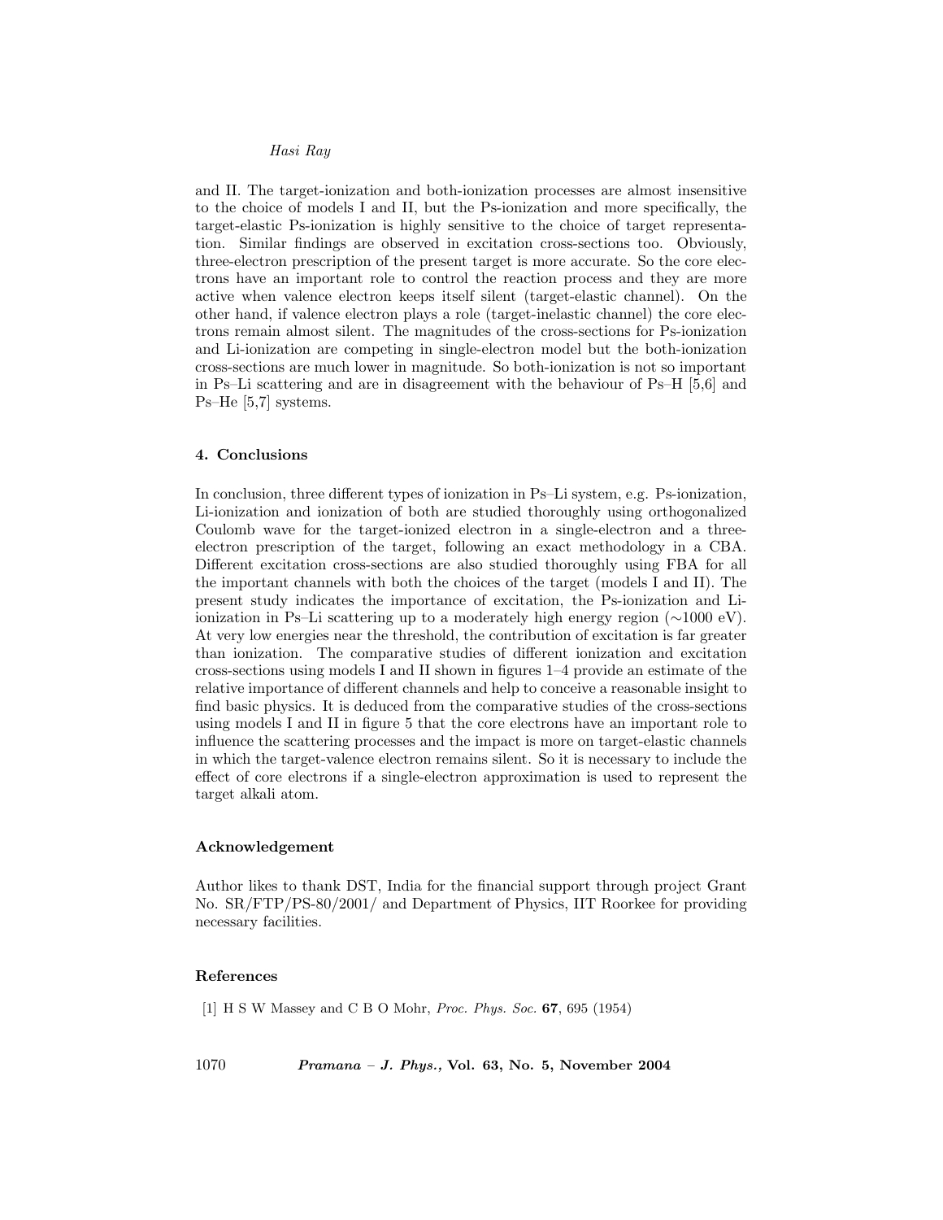and II. The target-ionization and both-ionization processes are almost insensitive to the choice of models I and II, but the Ps-ionization and more specifically, the target-elastic Ps-ionization is highly sensitive to the choice of target representation. Similar findings are observed in excitation cross-sections too. Obviously, three-electron prescription of the present target is more accurate. So the core electrons have an important role to control the reaction process and they are more active when valence electron keeps itself silent (target-elastic channel). On the other hand, if valence electron plays a role (target-inelastic channel) the core electrons remain almost silent. The magnitudes of the cross-sections for Ps-ionization and Li-ionization are competing in single-electron model but the both-ionization cross-sections are much lower in magnitude. So both-ionization is not so important in Ps–Li scattering and are in disagreement with the behaviour of Ps–H [5,6] and Ps–He [5,7] systems.

## 4. Conclusions

In conclusion, three different types of ionization in Ps–Li system, e.g. Ps-ionization, Li-ionization and ionization of both are studied thoroughly using orthogonalized Coulomb wave for the target-ionized electron in a single-electron and a three-electron prescription of the target, following an exact methodology in a CBA. Different excitation cross-sections are also studied thoroughly using FBA for all the important channels with both the choices of the target (models I and II). The present study indicates the importance of excitation, the Ps-ionization and Li-ionization in Ps–Li scattering up to a moderately high energy region ($\sim$1000 eV). At very low energies near the threshold, the contribution of excitation is far greater than ionization. The comparative studies of different ionization and excitation cross-sections using models I and II shown in figures 1–4 provide an estimate of the relative importance of different channels and help to conceive a reasonable insight to find basic physics. It is deduced from the comparative studies of the cross-sections using models I and II in figure 5 that the core electrons have an important role to influence the scattering processes and the impact is more on target-elastic channels in which the target-valence electron remains silent. So it is necessary to include the effect of core electrons if a single-electron approximation is used to represent the target alkali atom.

### Acknowledgement

Author likes to thank DST, India for the financial support through project Grant No. SR/FTP/PS-80/2001/ and Department of Physics, IIT Roorkee for providing necessary facilities.

### References

[1] H S W Massey and C B O Mohr, *Proc. Phys. Soc.* **67**, 695 (1954)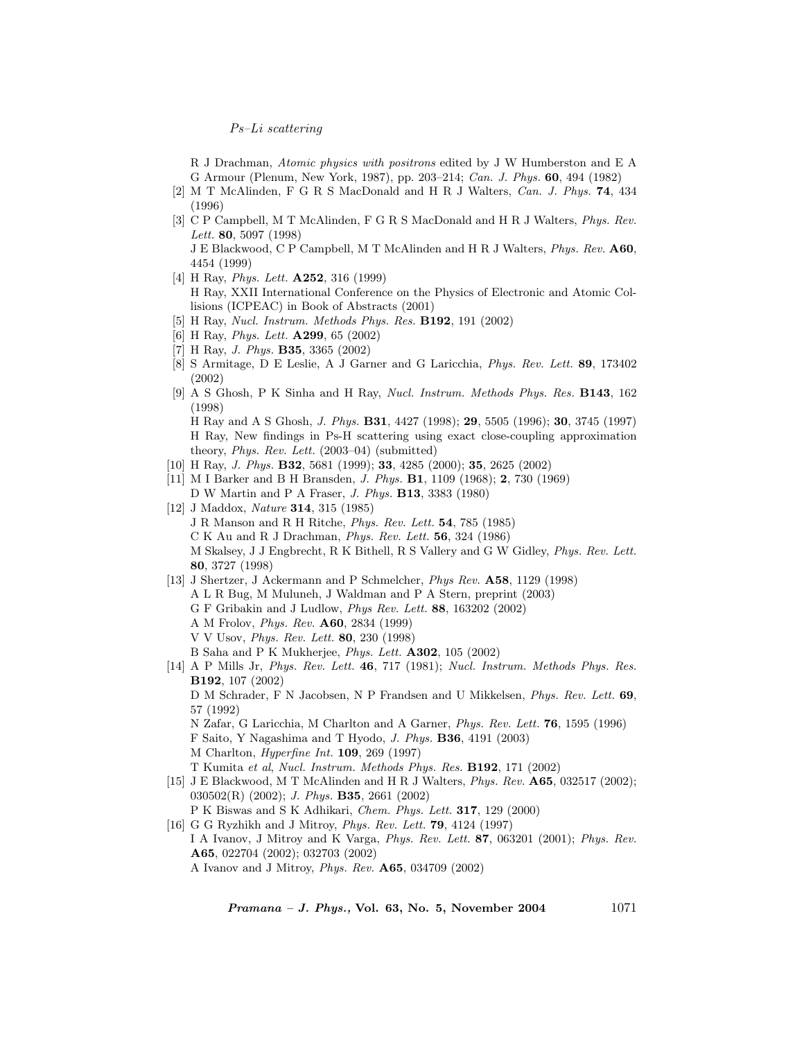R J Drachman, *Atomic physics with positrons* edited by J W Humberston and E A G Armour (Plenum, New York, 1987), pp. 203–214; *Can. J. Phys.* **60**, 494 (1982)

[2] M T McAlinden, F G R S MacDonald and H R J Walters, *Can. J. Phys.* **74**, 434 (1996)

[3] C P Campbell, M T McAlinden, F G R S MacDonald and H R J Walters, *Phys. Rev. Lett.* **80**, 5097 (1998)
J E Blackwood, C P Campbell, M T McAlinden and H R J Walters, *Phys. Rev.* **A60**, 4454 (1999)

[4] H Ray, *Phys. Lett.* **A252**, 316 (1999)
H Ray, XXII International Conference on the Physics of Electronic and Atomic Collisions (ICPEAC) in Book of Abstracts (2001)

[5] H Ray, *Nucl. Instrum. Methods Phys. Res.* **B192**, 191 (2002)

[6] H Ray, *Phys. Lett.* **A299**, 65 (2002)

[7] H Ray, *J. Phys.* **B35**, 3365 (2002)

[8] S Armitage, D E Leslie, A J Garner and G Laricchia, *Phys. Rev. Lett.* **89**, 173402 (2002)

[9] A S Ghosh, P K Sinha and H Ray, *Nucl. Instrum. Methods Phys. Res.* **B143**, 162 (1998)
H Ray and A S Ghosh, *J. Phys.* **B31**, 4427 (1998); **29**, 5505 (1996); **30**, 3745 (1997)
H Ray, New findings in Ps-H scattering using exact close-coupling approximation theory, *Phys. Rev. Lett.* (2003–04) (submitted)

[10] H Ray, *J. Phys.* **B32**, 5681 (1999); **33**, 4285 (2000); **35**, 2625 (2002)

[11] M I Barker and B H Bransden, *J. Phys.* **B1**, 1109 (1968); **2**, 730 (1969)
D W Martin and P A Fraser, *J. Phys.* **B13**, 3383 (1980)

[12] J Maddox, *Nature* **314**, 315 (1985)
J R Manson and R H Ritche, *Phys. Rev. Lett.* **54**, 785 (1985)
C K Au and R J Drachman, *Phys. Rev. Lett.* **56**, 324 (1986)
M Skalsey, J J Engbrecht, R K Bithell, R S Vallery and G W Gidley, *Phys. Rev. Lett.* **80**, 3727 (1998)

[13] J Shertzer, J Ackermann and P Schmelcher, *Phys Rev.* **A58**, 1129 (1998)
A L R Bug, M Muluneh, J Waldman and P A Stern, preprint (2003)
G F Gribakin and J Ludlow, *Phys. Rev. Lett.* **88**, 163202 (2002)
A M Frolov, *Phys. Rev.* **A60**, 2834 (1999)
V V Usov, *Phys. Rev. Lett.* **80**, 230 (1998)
B Saha and P K Mukherjee, *Phys. Lett.* **A302**, 105 (2002)

[14] A P Mills Jr, *Phys. Rev. Lett.* **46**, 717 (1981); *Nucl. Instrum. Methods Phys. Res.* **B192**, 107 (2002)
D M Schrader, F N Jacobsen, N P Frandsen and U Mikkelsen, *Phys. Rev. Lett.* **69**, 57 (1992)
N Zafar, G Laricchia, M Charlton and A Garner, *Phys. Rev. Lett.* **76**, 1595 (1996)
F Saito, Y Nagashima and T Hyodo, *J. Phys.* **B36**, 4191 (2003)
M Charlton, *Hyperfine Int.* **109**, 269 (1997)
T Kumita *et al*, *Nucl. Instrum. Methods Phys. Res.* **B192**, 171 (2002)

[15] J E Blackwood, M T McAlinden and H R J Walters, *Phys. Rev.* **A65**, 032517 (2002); 030502(R) (2002); *J. Phys.* **B35**, 2661 (2002)
P K Biswas and S K Adhikari, *Chem. Phys. Lett.* **317**, 129 (2000)

[16] G G Ryzhikh and J Mitroy, *Phys. Rev. Lett.* **79**, 4124 (1997)
I A Ivanov, J Mitroy and K Varga, *Phys. Rev. Lett.* **87**, 063201 (2001); *Phys. Rev.* **A65**, 022704 (2002); 032703 (2002)
A Ivanov and J Mitroy, *Phys. Rev.* **A65**, 034709 (2002)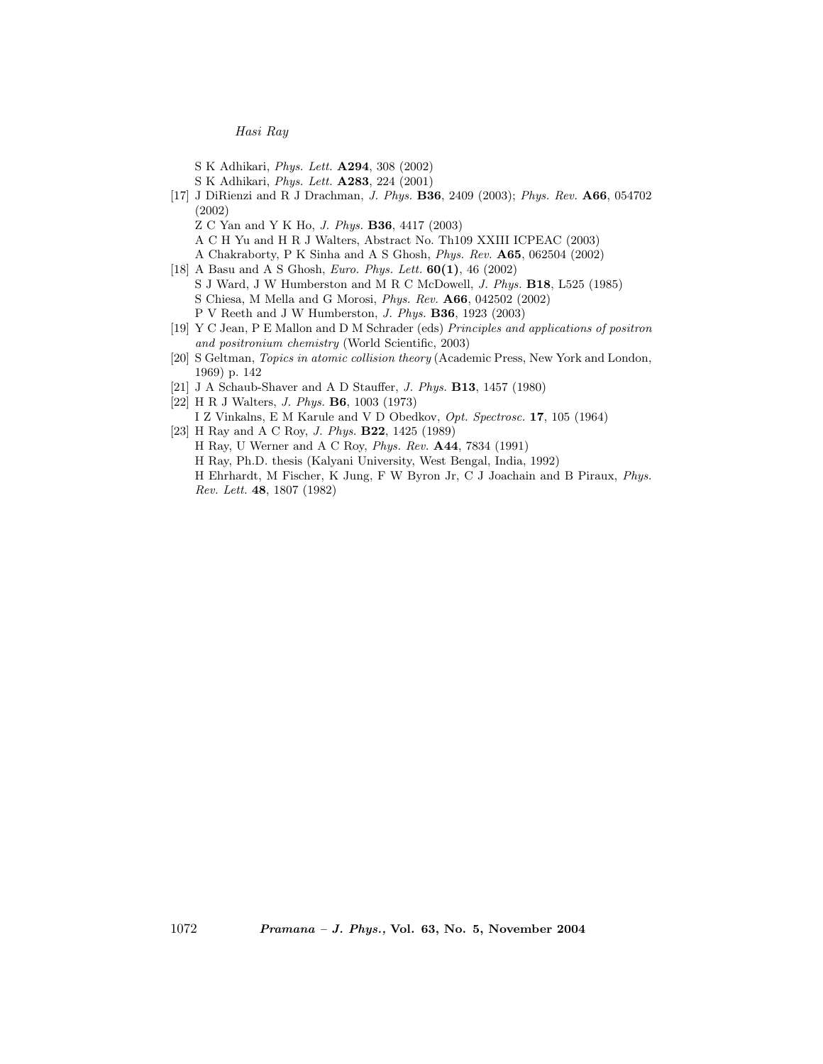S K Adhikari, *Phys. Lett.* **A294**, 308 (2002)
S K Adhikari, *Phys. Lett.* **A283**, 224 (2001)

[17] J DiRienzi and R J Drachman, *J. Phys.* **B36**, 2409 (2003); *Phys. Rev.* **A66**, 054702 (2002)
Z C Yan and Y K Ho, *J. Phys.* **B36**, 4417 (2003)
A C H Yu and H R J Walters, Abstract No. Th109 XXIII ICPEAC (2003)
A Chakraborty, P K Sinha and A S Ghosh, *Phys. Rev.* **A65**, 062504 (2002)

[18] A Basu and A S Ghosh, *Euro. Phys. Lett.* **60(1)**, 46 (2002)
S J Ward, J W Humberston and M R C McDowell, *J. Phys.* **B18**, L525 (1985)
S Chiesa, M Mella and G Morosi, *Phys. Rev.* **A66**, 042502 (2002)
P V Reeth and J W Humberston, *J. Phys.* **B36**, 1923 (2003)

[19] Y C Jean, P E Mallon and D M Schrader (eds) *Principles and applications of positron and positronium chemistry* (World Scientific, 2003)

[20] S Geltman, *Topics in atomic collision theory* (Academic Press, New York and London, 1969) p. 142

[21] J A Schaub-Shaver and A D Stauffer, *J. Phys.* **B13**, 1457 (1980)

[22] H R J Walters, *J. Phys.* **B6**, 1003 (1973)
I Z Vinkalns, E M Karule and V D Obedkov, *Opt. Spectrosc.* **17**, 105 (1964)

[23] H Ray and A C Roy, *J. Phys.* **B22**, 1425 (1989)
H Ray, U Werner and A C Roy, *Phys. Rev.* **A44**, 7834 (1991)
H Ray, Ph.D. thesis (Kalyani University, West Bengal, India, 1992)
H Ehrhardt, M Fischer, K Jung, F W Byron Jr, C J Joachain and B Piraux, *Phys. Rev. Lett.* **48**, 1807 (1982)